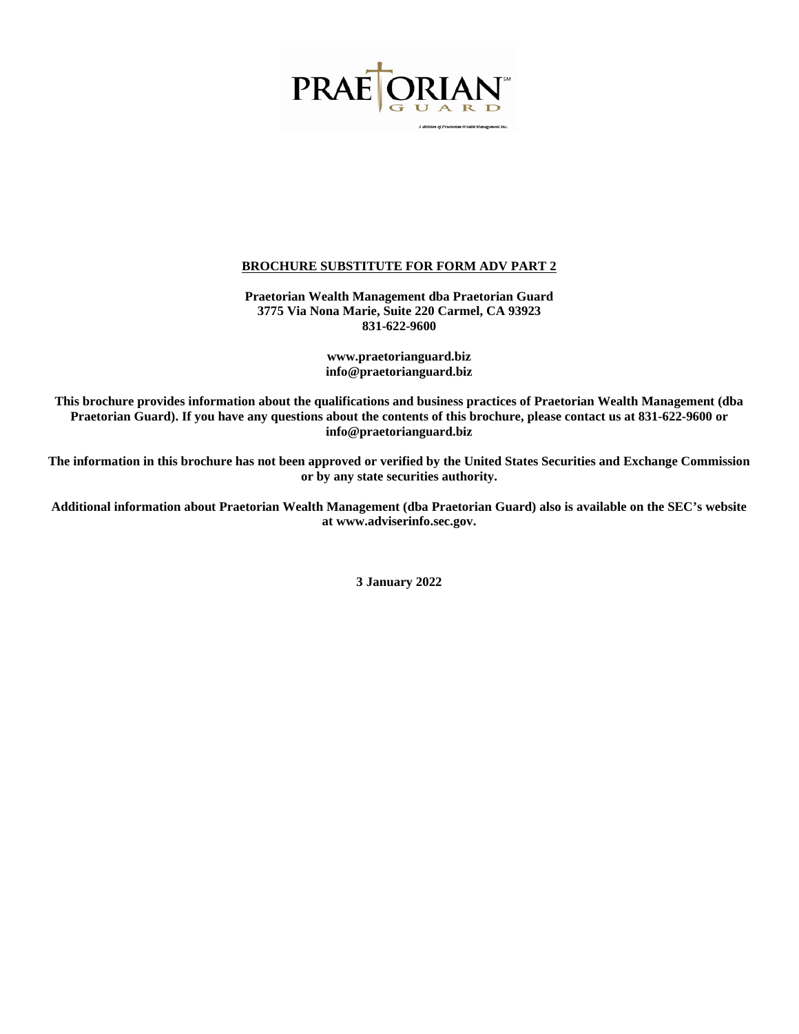PRAETORIAN GUARD

*A division of Praetorian Wealth Management Inc.*

## BROCHURE SUBSTITUTE FOR FORM ADV PART 2

**Praetorian Wealth Management dba Praetorian Guard**
**3775 Via Nona Marie, Suite 220 Carmel, CA 93923**
**831-622-9600**

**www.praetorianguard.biz**
**info@praetorianguard.biz**

**This brochure provides information about the qualifications and business practices of Praetorian Wealth Management (dba Praetorian Guard). If you have any questions about the contents of this brochure, please contact us at 831-622-9600 or info@praetorianguard.biz**

**The information in this brochure has not been approved or verified by the United States Securities and Exchange Commission or by any state securities authority.**

**Additional information about Praetorian Wealth Management (dba Praetorian Guard) also is available on the SEC's website at www.adviserinfo.sec.gov.**

**3 January 2022**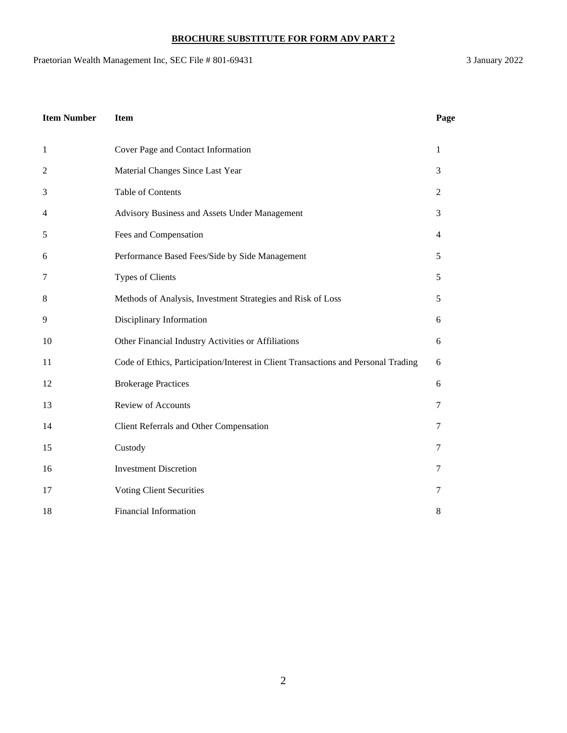**BROCHURE SUBSTITUTE FOR FORM ADV PART 2**

Praetorian Wealth Management Inc, SEC File # 801-69431 3 January 2022

| Item Number | Item | Page |
|---|---|---|
| 1 | Cover Page and Contact Information | 1 |
| 2 | Material Changes Since Last Year | 3 |
| 3 | Table of Contents | 2 |
| 4 | Advisory Business and Assets Under Management | 3 |
| 5 | Fees and Compensation | 4 |
| 6 | Performance Based Fees/Side by Side Management | 5 |
| 7 | Types of Clients | 5 |
| 8 | Methods of Analysis, Investment Strategies and Risk of Loss | 5 |
| 9 | Disciplinary Information | 6 |
| 10 | Other Financial Industry Activities or Affiliations | 6 |
| 11 | Code of Ethics, Participation/Interest in Client Transactions and Personal Trading | 6 |
| 12 | Brokerage Practices | 6 |
| 13 | Review of Accounts | 7 |
| 14 | Client Referrals and Other Compensation | 7 |
| 15 | Custody | 7 |
| 16 | Investment Discretion | 7 |
| 17 | Voting Client Securities | 7 |
| 18 | Financial Information | 8 |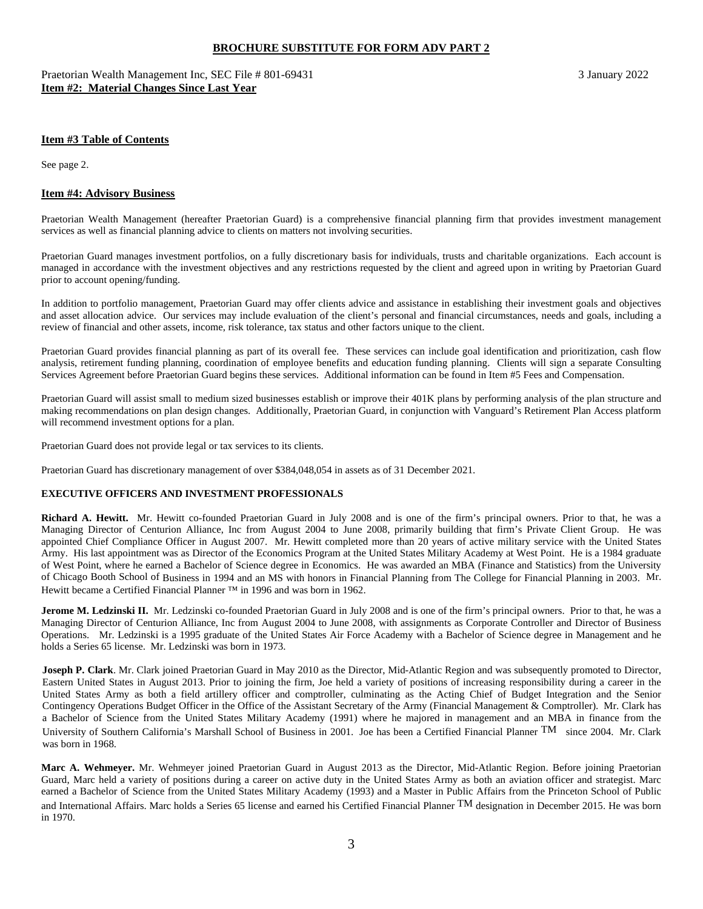**BROCHURE SUBSTITUTE FOR FORM ADV PART 2**

Praetorian Wealth Management Inc, SEC File # 801-69431 3 January 2022

**Item #2: Material Changes Since Last Year**

**Item #3 Table of Contents**

See page 2.

**Item #4: Advisory Business**

Praetorian Wealth Management (hereafter Praetorian Guard) is a comprehensive financial planning firm that provides investment management services as well as financial planning advice to clients on matters not involving securities.

Praetorian Guard manages investment portfolios, on a fully discretionary basis for individuals, trusts and charitable organizations. Each account is managed in accordance with the investment objectives and any restrictions requested by the client and agreed upon in writing by Praetorian Guard prior to account opening/funding.

In addition to portfolio management, Praetorian Guard may offer clients advice and assistance in establishing their investment goals and objectives and asset allocation advice. Our services may include evaluation of the client's personal and financial circumstances, needs and goals, including a review of financial and other assets, income, risk tolerance, tax status and other factors unique to the client.

Praetorian Guard provides financial planning as part of its overall fee. These services can include goal identification and prioritization, cash flow analysis, retirement funding planning, coordination of employee benefits and education funding planning. Clients will sign a separate Consulting Services Agreement before Praetorian Guard begins these services. Additional information can be found in Item #5 Fees and Compensation.

Praetorian Guard will assist small to medium sized businesses establish or improve their 401K plans by performing analysis of the plan structure and making recommendations on plan design changes. Additionally, Praetorian Guard, in conjunction with Vanguard's Retirement Plan Access platform will recommend investment options for a plan.

Praetorian Guard does not provide legal or tax services to its clients.

Praetorian Guard has discretionary management of over $384,048,054 in assets as of 31 December 2021.

**EXECUTIVE OFFICERS AND INVESTMENT PROFESSIONALS**

**Richard A. Hewitt.** Mr. Hewitt co-founded Praetorian Guard in July 2008 and is one of the firm's principal owners. Prior to that, he was a Managing Director of Centurion Alliance, Inc from August 2004 to June 2008, primarily building that firm's Private Client Group. He was appointed Chief Compliance Officer in August 2007. Mr. Hewitt completed more than 20 years of active military service with the United States Army. His last appointment was as Director of the Economics Program at the United States Military Academy at West Point. He is a 1984 graduate of West Point, where he earned a Bachelor of Science degree in Economics. He was awarded an MBA (Finance and Statistics) from the University of Chicago Booth School of Business in 1994 and an MS with honors in Financial Planning from The College for Financial Planning in 2003. Mr. Hewitt became a Certified Financial Planner ™ in 1996 and was born in 1962.

**Jerome M. Ledzinski II.** Mr. Ledzinski co-founded Praetorian Guard in July 2008 and is one of the firm's principal owners. Prior to that, he was a Managing Director of Centurion Alliance, Inc from August 2004 to June 2008, with assignments as Corporate Controller and Director of Business Operations. Mr. Ledzinski is a 1995 graduate of the United States Air Force Academy with a Bachelor of Science degree in Management and he holds a Series 65 license. Mr. Ledzinski was born in 1973.

**Joseph P. Clark**. Mr. Clark joined Praetorian Guard in May 2010 as the Director, Mid-Atlantic Region and was subsequently promoted to Director, Eastern United States in August 2013. Prior to joining the firm, Joe held a variety of positions of increasing responsibility during a career in the United States Army as both a field artillery officer and comptroller, culminating as the Acting Chief of Budget Integration and the Senior Contingency Operations Budget Officer in the Office of the Assistant Secretary of the Army (Financial Management & Comptroller). Mr. Clark has a Bachelor of Science from the United States Military Academy (1991) where he majored in management and an MBA in finance from the University of Southern California's Marshall School of Business in 2001. Joe has been a Certified Financial Planner TM since 2004. Mr. Clark was born in 1968.

**Marc A. Wehmeyer.** Mr. Wehmeyer joined Praetorian Guard in August 2013 as the Director, Mid-Atlantic Region. Before joining Praetorian Guard, Marc held a variety of positions during a career on active duty in the United States Army as both an aviation officer and strategist. Marc earned a Bachelor of Science from the United States Military Academy (1993) and a Master in Public Affairs from the Princeton School of Public and International Affairs. Marc holds a Series 65 license and earned his Certified Financial Planner TM designation in December 2015. He was born in 1970.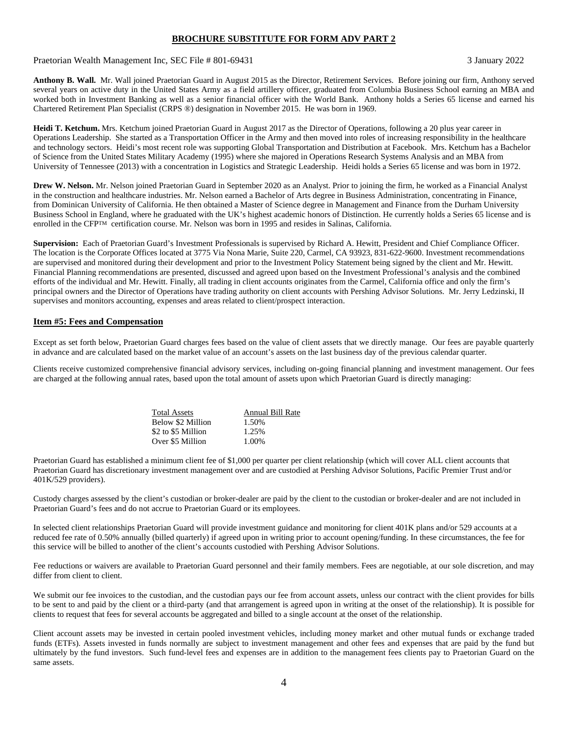**Anthony B. Wall.** Mr. Wall joined Praetorian Guard in August 2015 as the Director, Retirement Services. Before joining our firm, Anthony served several years on active duty in the United States Army as a field artillery officer, graduated from Columbia Business School earning an MBA and worked both in Investment Banking as well as a senior financial officer with the World Bank. Anthony holds a Series 65 license and earned his Chartered Retirement Plan Specialist (CRPS ®) designation in November 2015. He was born in 1969.

**Heidi T. Ketchum.** Mrs. Ketchum joined Praetorian Guard in August 2017 as the Director of Operations, following a 20 plus year career in Operations Leadership. She started as a Transportation Officer in the Army and then moved into roles of increasing responsibility in the healthcare and technology sectors. Heidi's most recent role was supporting Global Transportation and Distribution at Facebook. Mrs. Ketchum has a Bachelor of Science from the United States Military Academy (1995) where she majored in Operations Research Systems Analysis and an MBA from University of Tennessee (2013) with a concentration in Logistics and Strategic Leadership. Heidi holds a Series 65 license and was born in 1972.

**Drew W. Nelson.** Mr. Nelson joined Praetorian Guard in September 2020 as an Analyst. Prior to joining the firm, he worked as a Financial Analyst in the construction and healthcare industries. Mr. Nelson earned a Bachelor of Arts degree in Business Administration, concentrating in Finance, from Dominican University of California. He then obtained a Master of Science degree in Management and Finance from the Durham University Business School in England, where he graduated with the UK's highest academic honors of Distinction. He currently holds a Series 65 license and is enrolled in the CFP™ certification course. Mr. Nelson was born in 1995 and resides in Salinas, California.

**Supervision:** Each of Praetorian Guard's Investment Professionals is supervised by Richard A. Hewitt, President and Chief Compliance Officer. The location is the Corporate Offices located at 3775 Via Nona Marie, Suite 220, Carmel, CA 93923, 831-622-9600. Investment recommendations are supervised and monitored during their development and prior to the Investment Policy Statement being signed by the client and Mr. Hewitt. Financial Planning recommendations are presented, discussed and agreed upon based on the Investment Professional's analysis and the combined efforts of the individual and Mr. Hewitt. Finally, all trading in client accounts originates from the Carmel, California office and only the firm's principal owners and the Director of Operations have trading authority on client accounts with Pershing Advisor Solutions. Mr. Jerry Ledzinski, II supervises and monitors accounting, expenses and areas related to client/prospect interaction.

## Item #5: Fees and Compensation

Except as set forth below, Praetorian Guard charges fees based on the value of client assets that we directly manage. Our fees are payable quarterly in advance and are calculated based on the market value of an account's assets on the last business day of the previous calendar quarter.

Clients receive customized comprehensive financial advisory services, including on-going financial planning and investment management. Our fees are charged at the following annual rates, based upon the total amount of assets upon which Praetorian Guard is directly managing:

| Total Assets | Annual Bill Rate |
|---|---|
| Below $2 Million | 1.50% |
| $2 to $5 Million | 1.25% |
| Over $5 Million | 1.00% |

Praetorian Guard has established a minimum client fee of $1,000 per quarter per client relationship (which will cover ALL client accounts that Praetorian Guard has discretionary investment management over and are custodied at Pershing Advisor Solutions, Pacific Premier Trust and/or 401K/529 providers).

Custody charges assessed by the client's custodian or broker-dealer are paid by the client to the custodian or broker-dealer and are not included in Praetorian Guard's fees and do not accrue to Praetorian Guard or its employees.

In selected client relationships Praetorian Guard will provide investment guidance and monitoring for client 401K plans and/or 529 accounts at a reduced fee rate of 0.50% annually (billed quarterly) if agreed upon in writing prior to account opening/funding. In these circumstances, the fee for this service will be billed to another of the client's accounts custodied with Pershing Advisor Solutions.

Fee reductions or waivers are available to Praetorian Guard personnel and their family members. Fees are negotiable, at our sole discretion, and may differ from client to client.

We submit our fee invoices to the custodian, and the custodian pays our fee from account assets, unless our contract with the client provides for bills to be sent to and paid by the client or a third-party (and that arrangement is agreed upon in writing at the onset of the relationship). It is possible for clients to request that fees for several accounts be aggregated and billed to a single account at the onset of the relationship.

Client account assets may be invested in certain pooled investment vehicles, including money market and other mutual funds or exchange traded funds (ETFs). Assets invested in funds normally are subject to investment management and other fees and expenses that are paid by the fund but ultimately by the fund investors. Such fund-level fees and expenses are in addition to the management fees clients pay to Praetorian Guard on the same assets.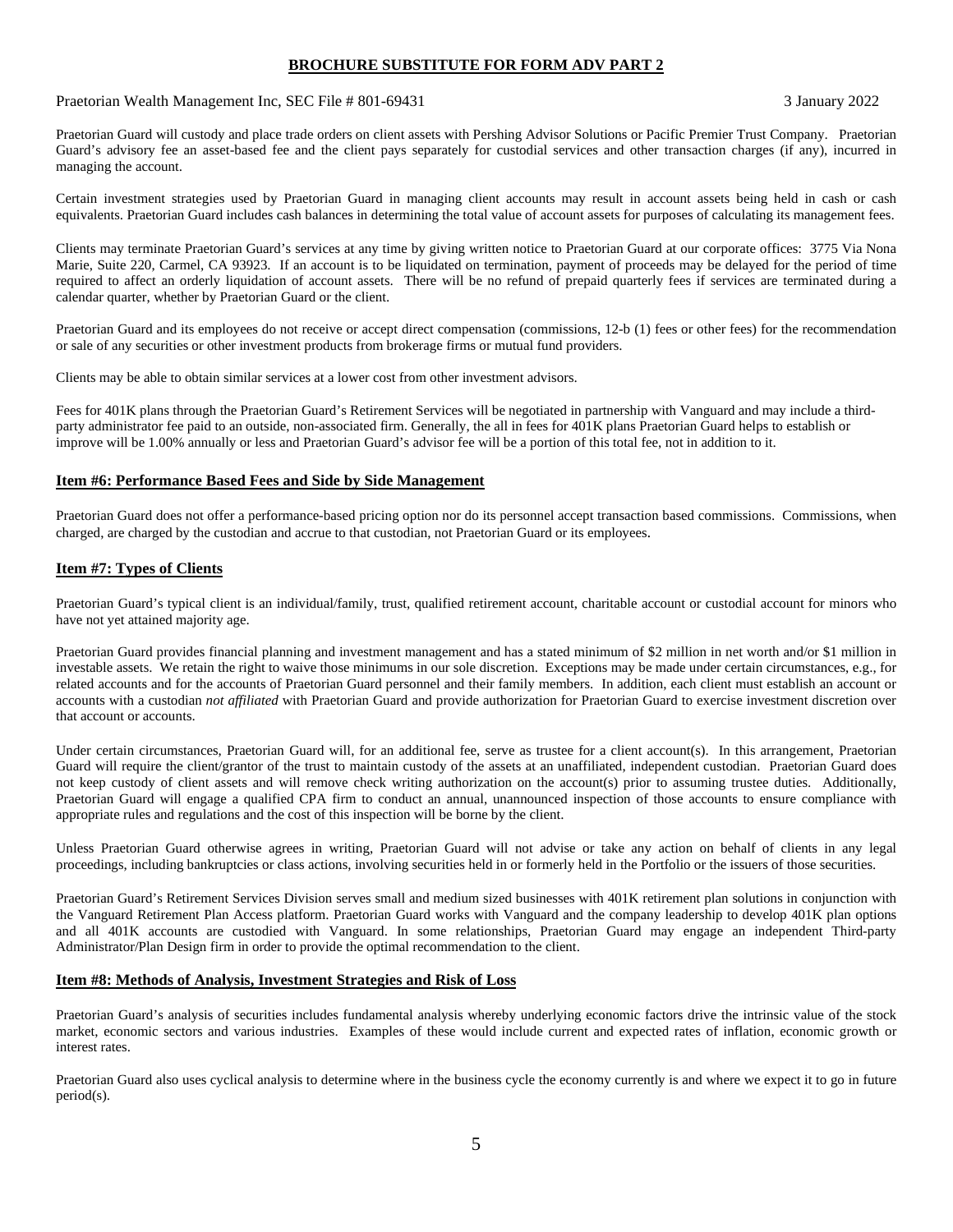Praetorian Guard will custody and place trade orders on client assets with Pershing Advisor Solutions or Pacific Premier Trust Company. Praetorian Guard's advisory fee an asset-based fee and the client pays separately for custodial services and other transaction charges (if any), incurred in managing the account.

Certain investment strategies used by Praetorian Guard in managing client accounts may result in account assets being held in cash or cash equivalents. Praetorian Guard includes cash balances in determining the total value of account assets for purposes of calculating its management fees.

Clients may terminate Praetorian Guard's services at any time by giving written notice to Praetorian Guard at our corporate offices: 3775 Via Nona Marie, Suite 220, Carmel, CA 93923. If an account is to be liquidated on termination, payment of proceeds may be delayed for the period of time required to affect an orderly liquidation of account assets. There will be no refund of prepaid quarterly fees if services are terminated during a calendar quarter, whether by Praetorian Guard or the client.

Praetorian Guard and its employees do not receive or accept direct compensation (commissions, 12-b (1) fees or other fees) for the recommendation or sale of any securities or other investment products from brokerage firms or mutual fund providers.

Clients may be able to obtain similar services at a lower cost from other investment advisors.

Fees for 401K plans through the Praetorian Guard's Retirement Services will be negotiated in partnership with Vanguard and may include a third-party administrator fee paid to an outside, non-associated firm. Generally, the all in fees for 401K plans Praetorian Guard helps to establish or improve will be 1.00% annually or less and Praetorian Guard's advisor fee will be a portion of this total fee, not in addition to it.

## Item #6: Performance Based Fees and Side by Side Management

Praetorian Guard does not offer a performance-based pricing option nor do its personnel accept transaction based commissions. Commissions, when charged, are charged by the custodian and accrue to that custodian, not Praetorian Guard or its employees.

## Item #7: Types of Clients

Praetorian Guard's typical client is an individual/family, trust, qualified retirement account, charitable account or custodial account for minors who have not yet attained majority age.

Praetorian Guard provides financial planning and investment management and has a stated minimum of $2 million in net worth and/or $1 million in investable assets. We retain the right to waive those minimums in our sole discretion. Exceptions may be made under certain circumstances, e.g., for related accounts and for the accounts of Praetorian Guard personnel and their family members. In addition, each client must establish an account or accounts with a custodian *not affiliated* with Praetorian Guard and provide authorization for Praetorian Guard to exercise investment discretion over that account or accounts.

Under certain circumstances, Praetorian Guard will, for an additional fee, serve as trustee for a client account(s). In this arrangement, Praetorian Guard will require the client/grantor of the trust to maintain custody of the assets at an unaffiliated, independent custodian. Praetorian Guard does not keep custody of client assets and will remove check writing authorization on the account(s) prior to assuming trustee duties. Additionally, Praetorian Guard will engage a qualified CPA firm to conduct an annual, unannounced inspection of those accounts to ensure compliance with appropriate rules and regulations and the cost of this inspection will be borne by the client.

Unless Praetorian Guard otherwise agrees in writing, Praetorian Guard will not advise or take any action on behalf of clients in any legal proceedings, including bankruptcies or class actions, involving securities held in or formerly held in the Portfolio or the issuers of those securities.

Praetorian Guard's Retirement Services Division serves small and medium sized businesses with 401K retirement plan solutions in conjunction with the Vanguard Retirement Plan Access platform. Praetorian Guard works with Vanguard and the company leadership to develop 401K plan options and all 401K accounts are custodied with Vanguard. In some relationships, Praetorian Guard may engage an independent Third-party Administrator/Plan Design firm in order to provide the optimal recommendation to the client.

## Item #8: Methods of Analysis, Investment Strategies and Risk of Loss

Praetorian Guard's analysis of securities includes fundamental analysis whereby underlying economic factors drive the intrinsic value of the stock market, economic sectors and various industries. Examples of these would include current and expected rates of inflation, economic growth or interest rates.

Praetorian Guard also uses cyclical analysis to determine where in the business cycle the economy currently is and where we expect it to go in future period(s).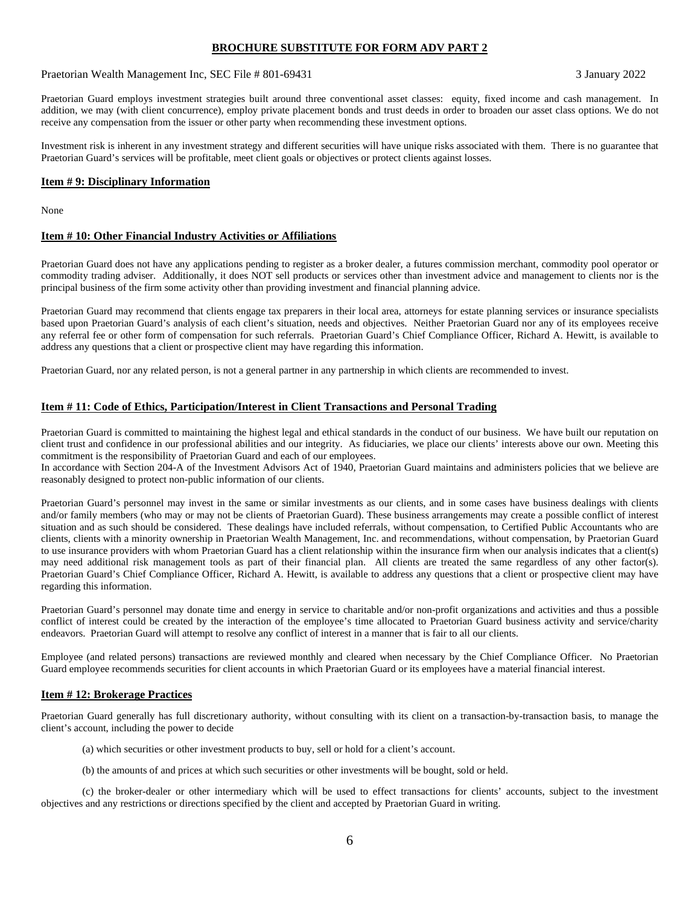Praetorian Guard employs investment strategies built around three conventional asset classes: equity, fixed income and cash management. In addition, we may (with client concurrence), employ private placement bonds and trust deeds in order to broaden our asset class options. We do not receive any compensation from the issuer or other party when recommending these investment options.

Investment risk is inherent in any investment strategy and different securities will have unique risks associated with them. There is no guarantee that Praetorian Guard's services will be profitable, meet client goals or objectives or protect clients against losses.

## Item # 9: Disciplinary Information

None

## Item # 10: Other Financial Industry Activities or Affiliations

Praetorian Guard does not have any applications pending to register as a broker dealer, a futures commission merchant, commodity pool operator or commodity trading adviser. Additionally, it does NOT sell products or services other than investment advice and management to clients nor is the principal business of the firm some activity other than providing investment and financial planning advice.

Praetorian Guard may recommend that clients engage tax preparers in their local area, attorneys for estate planning services or insurance specialists based upon Praetorian Guard's analysis of each client's situation, needs and objectives. Neither Praetorian Guard nor any of its employees receive any referral fee or other form of compensation for such referrals. Praetorian Guard's Chief Compliance Officer, Richard A. Hewitt, is available to address any questions that a client or prospective client may have regarding this information.

Praetorian Guard, nor any related person, is not a general partner in any partnership in which clients are recommended to invest.

## Item # 11: Code of Ethics, Participation/Interest in Client Transactions and Personal Trading

Praetorian Guard is committed to maintaining the highest legal and ethical standards in the conduct of our business. We have built our reputation on client trust and confidence in our professional abilities and our integrity. As fiduciaries, we place our clients' interests above our own. Meeting this commitment is the responsibility of Praetorian Guard and each of our employees.
In accordance with Section 204-A of the Investment Advisors Act of 1940, Praetorian Guard maintains and administers policies that we believe are reasonably designed to protect non-public information of our clients.

Praetorian Guard's personnel may invest in the same or similar investments as our clients, and in some cases have business dealings with clients and/or family members (who may or may not be clients of Praetorian Guard). These business arrangements may create a possible conflict of interest situation and as such should be considered. These dealings have included referrals, without compensation, to Certified Public Accountants who are clients, clients with a minority ownership in Praetorian Wealth Management, Inc. and recommendations, without compensation, by Praetorian Guard to use insurance providers with whom Praetorian Guard has a client relationship within the insurance firm when our analysis indicates that a client(s) may need additional risk management tools as part of their financial plan. All clients are treated the same regardless of any other factor(s). Praetorian Guard's Chief Compliance Officer, Richard A. Hewitt, is available to address any questions that a client or prospective client may have regarding this information.

Praetorian Guard's personnel may donate time and energy in service to charitable and/or non-profit organizations and activities and thus a possible conflict of interest could be created by the interaction of the employee's time allocated to Praetorian Guard business activity and service/charity endeavors. Praetorian Guard will attempt to resolve any conflict of interest in a manner that is fair to all our clients.

Employee (and related persons) transactions are reviewed monthly and cleared when necessary by the Chief Compliance Officer. No Praetorian Guard employee recommends securities for client accounts in which Praetorian Guard or its employees have a material financial interest.

## Item # 12: Brokerage Practices

Praetorian Guard generally has full discretionary authority, without consulting with its client on a transaction-by-transaction basis, to manage the client's account, including the power to decide

(a) which securities or other investment products to buy, sell or hold for a client's account.

(b) the amounts of and prices at which such securities or other investments will be bought, sold or held.

(c) the broker-dealer or other intermediary which will be used to effect transactions for clients' accounts, subject to the investment objectives and any restrictions or directions specified by the client and accepted by Praetorian Guard in writing.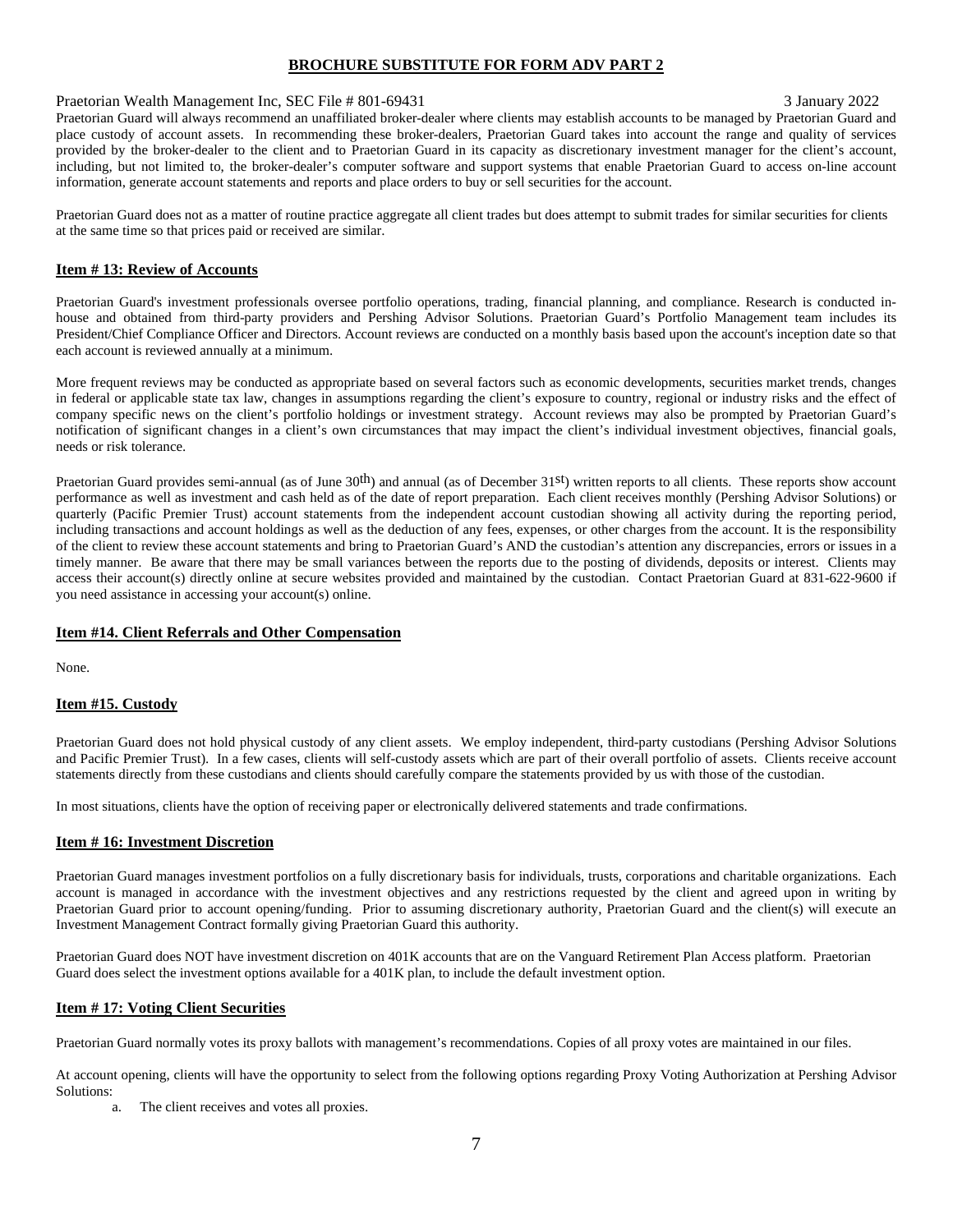Praetorian Guard will always recommend an unaffiliated broker-dealer where clients may establish accounts to be managed by Praetorian Guard and place custody of account assets. In recommending these broker-dealers, Praetorian Guard takes into account the range and quality of services provided by the broker-dealer to the client and to Praetorian Guard in its capacity as discretionary investment manager for the client's account, including, but not limited to, the broker-dealer's computer software and support systems that enable Praetorian Guard to access on-line account information, generate account statements and reports and place orders to buy or sell securities for the account.

Praetorian Guard does not as a matter of routine practice aggregate all client trades but does attempt to submit trades for similar securities for clients at the same time so that prices paid or received are similar.

## Item # 13: Review of Accounts

Praetorian Guard's investment professionals oversee portfolio operations, trading, financial planning, and compliance. Research is conducted in-house and obtained from third-party providers and Pershing Advisor Solutions. Praetorian Guard's Portfolio Management team includes its President/Chief Compliance Officer and Directors. Account reviews are conducted on a monthly basis based upon the account's inception date so that each account is reviewed annually at a minimum.

More frequent reviews may be conducted as appropriate based on several factors such as economic developments, securities market trends, changes in federal or applicable state tax law, changes in assumptions regarding the client's exposure to country, regional or industry risks and the effect of company specific news on the client's portfolio holdings or investment strategy. Account reviews may also be prompted by Praetorian Guard's notification of significant changes in a client's own circumstances that may impact the client's individual investment objectives, financial goals, needs or risk tolerance.

Praetorian Guard provides semi-annual (as of June 30th) and annual (as of December 31st) written reports to all clients. These reports show account performance as well as investment and cash held as of the date of report preparation. Each client receives monthly (Pershing Advisor Solutions) or quarterly (Pacific Premier Trust) account statements from the independent account custodian showing all activity during the reporting period, including transactions and account holdings as well as the deduction of any fees, expenses, or other charges from the account. It is the responsibility of the client to review these account statements and bring to Praetorian Guard's AND the custodian's attention any discrepancies, errors or issues in a timely manner. Be aware that there may be small variances between the reports due to the posting of dividends, deposits or interest. Clients may access their account(s) directly online at secure websites provided and maintained by the custodian. Contact Praetorian Guard at 831-622-9600 if you need assistance in accessing your account(s) online.

## Item #14. Client Referrals and Other Compensation

None.

## Item #15. Custody

Praetorian Guard does not hold physical custody of any client assets. We employ independent, third-party custodians (Pershing Advisor Solutions and Pacific Premier Trust). In a few cases, clients will self-custody assets which are part of their overall portfolio of assets. Clients receive account statements directly from these custodians and clients should carefully compare the statements provided by us with those of the custodian.

In most situations, clients have the option of receiving paper or electronically delivered statements and trade confirmations.

## Item # 16: Investment Discretion

Praetorian Guard manages investment portfolios on a fully discretionary basis for individuals, trusts, corporations and charitable organizations. Each account is managed in accordance with the investment objectives and any restrictions requested by the client and agreed upon in writing by Praetorian Guard prior to account opening/funding. Prior to assuming discretionary authority, Praetorian Guard and the client(s) will execute an Investment Management Contract formally giving Praetorian Guard this authority.

Praetorian Guard does NOT have investment discretion on 401K accounts that are on the Vanguard Retirement Plan Access platform. Praetorian Guard does select the investment options available for a 401K plan, to include the default investment option.

## Item # 17: Voting Client Securities

Praetorian Guard normally votes its proxy ballots with management's recommendations. Copies of all proxy votes are maintained in our files.

At account opening, clients will have the opportunity to select from the following options regarding Proxy Voting Authorization at Pershing Advisor Solutions:

a. The client receives and votes all proxies.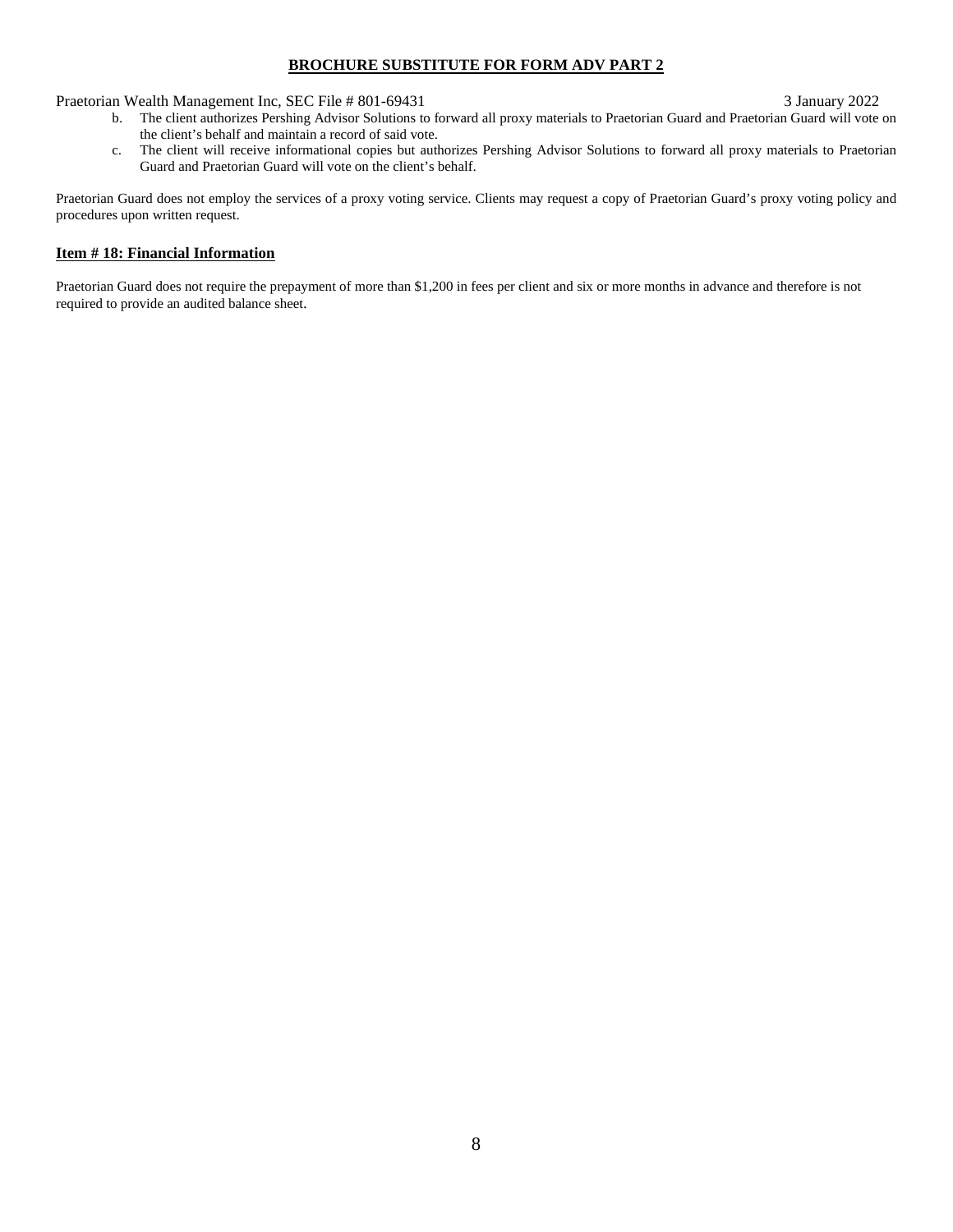b. The client authorizes Pershing Advisor Solutions to forward all proxy materials to Praetorian Guard and Praetorian Guard will vote on the client's behalf and maintain a record of said vote.
c. The client will receive informational copies but authorizes Pershing Advisor Solutions to forward all proxy materials to Praetorian Guard and Praetorian Guard will vote on the client's behalf.

Praetorian Guard does not employ the services of a proxy voting service. Clients may request a copy of Praetorian Guard's proxy voting policy and procedures upon written request.

## Item # 18: Financial Information

Praetorian Guard does not require the prepayment of more than $1,200 in fees per client and six or more months in advance and therefore is not required to provide an audited balance sheet.